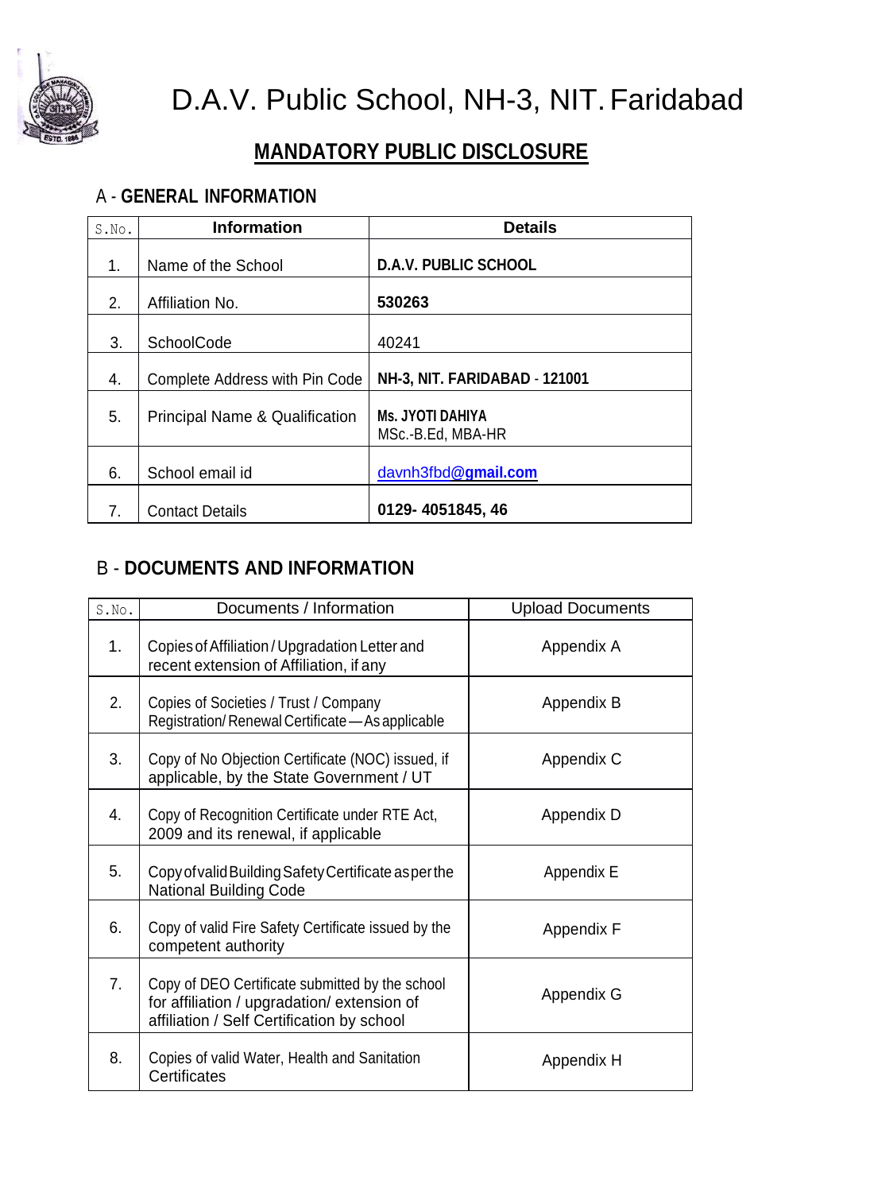# D.A.V. Public School, NH-3, NIT. Faridabad

## MANDATORY PUBLIC DISCLOSURE

### A - GENERAL INFORMATION

| S.No. | Information | Details |
|---|---|---|
| 1. | Name of the School | **D.A.V. PUBLIC SCHOOL** |
| 2. | Affiliation No. | **530263** |
| 3. | SchoolCode | 40241 |
| 4. | Complete Address with Pin Code | **NH-3, NIT. FARIDABAD - 121001** |
| 5. | Principal Name & Qualification | **Ms. JYOTI DAHIYA** MSc.-B.Ed, MBA-HR |
| 6. | School email id | davnh3fbd@gmail.com |
| 7. | Contact Details | **0129- 4051845, 46** |

### B - DOCUMENTS AND INFORMATION

| S.No. | Documents / Information | Upload Documents |
|---|---|---|
| 1. | Copies of Affiliation / Upgradation Letter and recent extension of Affiliation, if any | Appendix A |
| 2. | Copies of Societies / Trust / Company Registration/ Renewal Certificate — As applicable | Appendix B |
| 3. | Copy of No Objection Certificate (NOC) issued, if applicable, by the State Government / UT | Appendix C |
| 4. | Copy of Recognition Certificate under RTE Act, 2009 and its renewal, if applicable | Appendix D |
| 5. | Copy of valid Building Safety Certificate as per the National Building Code | Appendix E |
| 6. | Copy of valid Fire Safety Certificate issued by the competent authority | Appendix F |
| 7. | Copy of DEO Certificate submitted by the school for affiliation / upgradation/ extension of affiliation / Self Certification by school | Appendix G |
| 8. | Copies of valid Water, Health and Sanitation Certificates | Appendix H |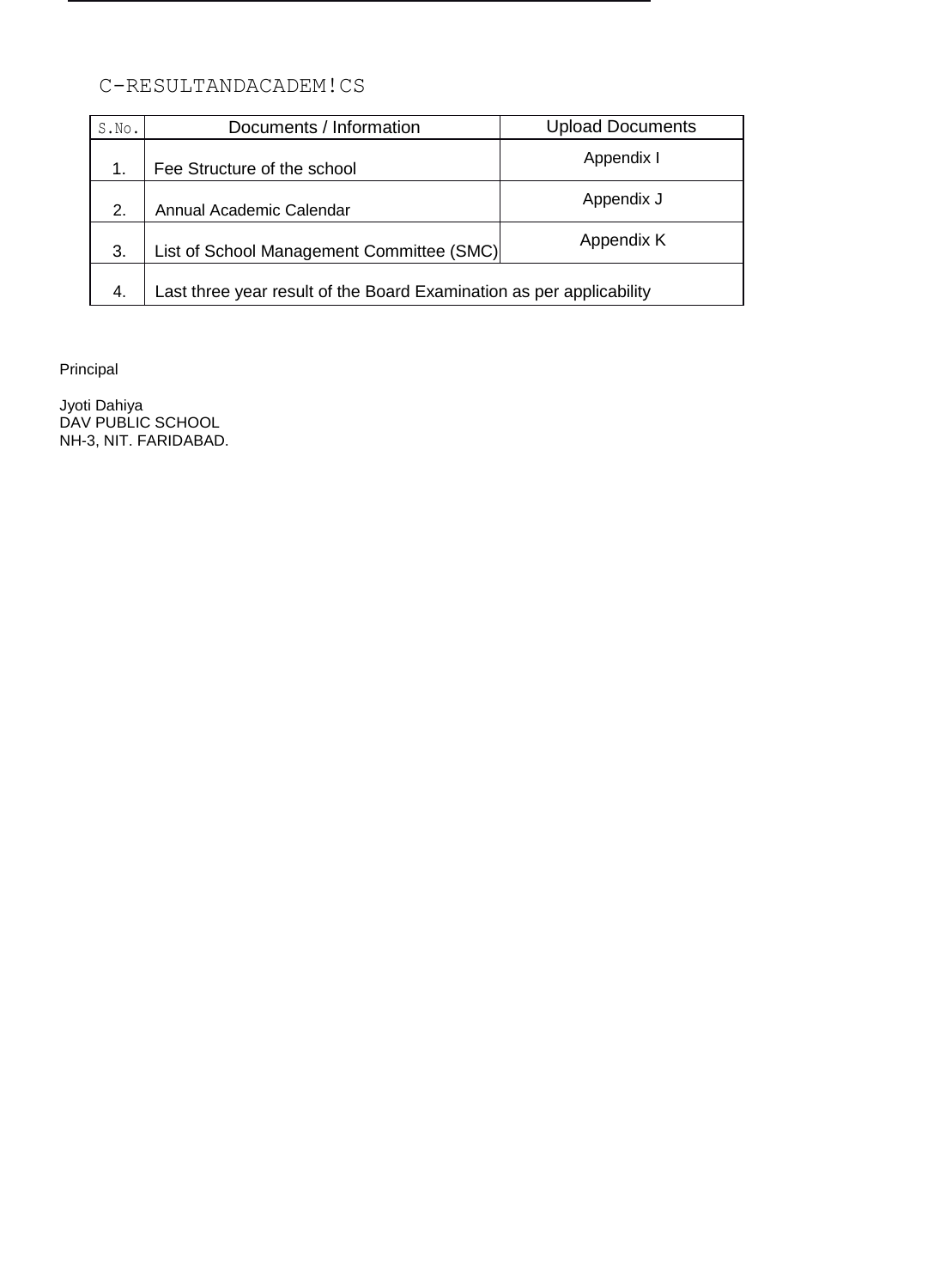C-RESULTANDACADEM!CS

| S.No. | Documents / Information | Upload Documents |
|---|---|---|
| 1. | Fee Structure of the school | Appendix I |
| 2. | Annual Academic Calendar | Appendix J |
| 3. | List of School Management Committee (SMC) | Appendix K |
| 4. | Last three year result of the Board Examination as per applicability | |

Principal

Jyoti Dahiya
DAV PUBLIC SCHOOL
NH-3, NIT. FARIDABAD.